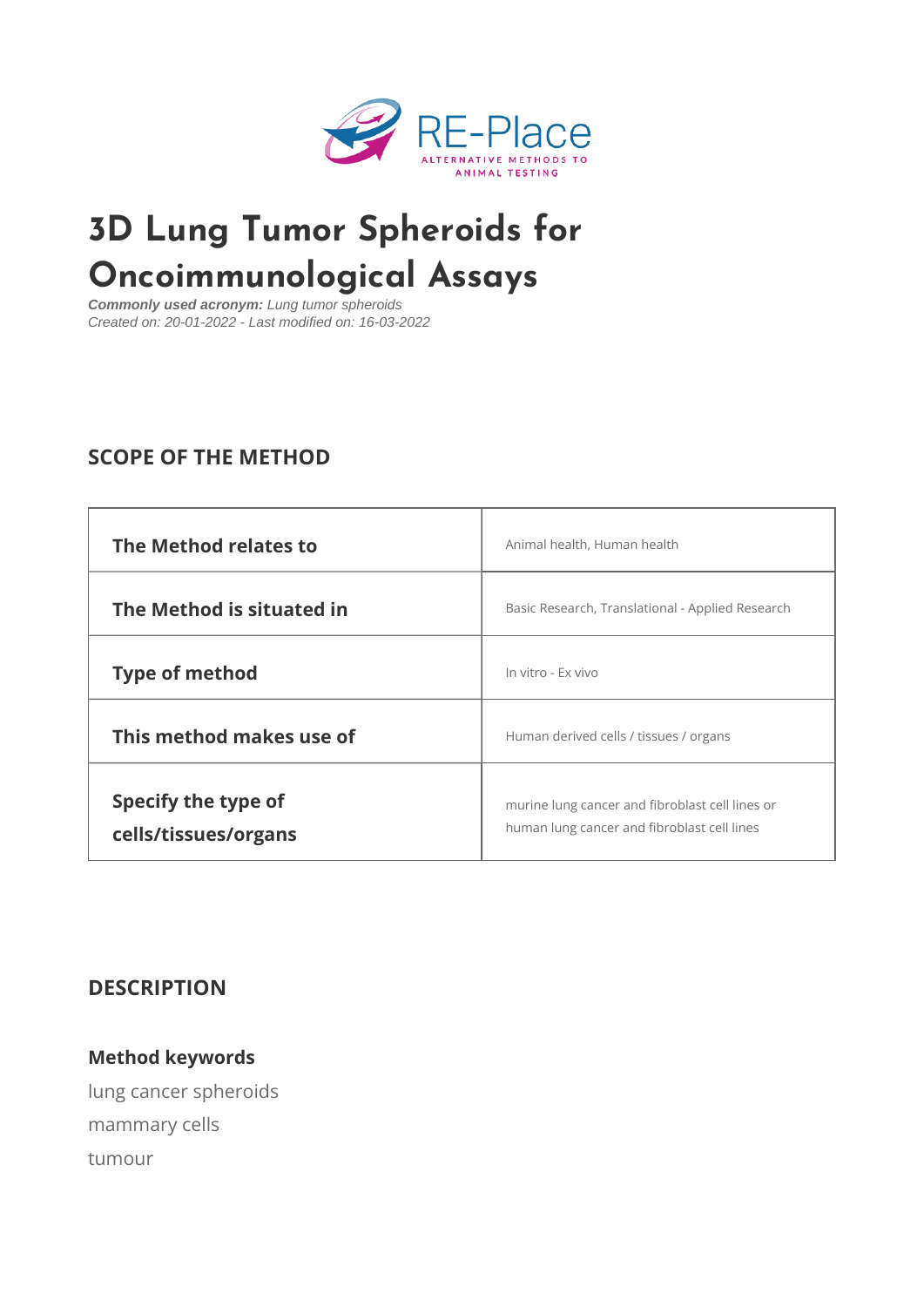# 3D Lung Tumor Spheroids for Oncoimmunological Assays

***Commonly used acronym:*** *Lung tumor spheroids*
*Created on: 20-01-2022 - Last modified on: 16-03-2022*

## SCOPE OF THE METHOD

| | |
|---|---|
| **The Method relates to** | Animal health, Human health |
| **The Method is situated in** | Basic Research, Translational - Applied Research |
| **Type of method** | In vitro - Ex vivo |
| **This method makes use of** | Human derived cells / tissues / organs |
| **Specify the type of cells/tissues/organs** | murine lung cancer and fibroblast cell lines or human lung cancer and fibroblast cell lines |

## DESCRIPTION

### Method keywords

lung cancer spheroids
mammary cells
tumour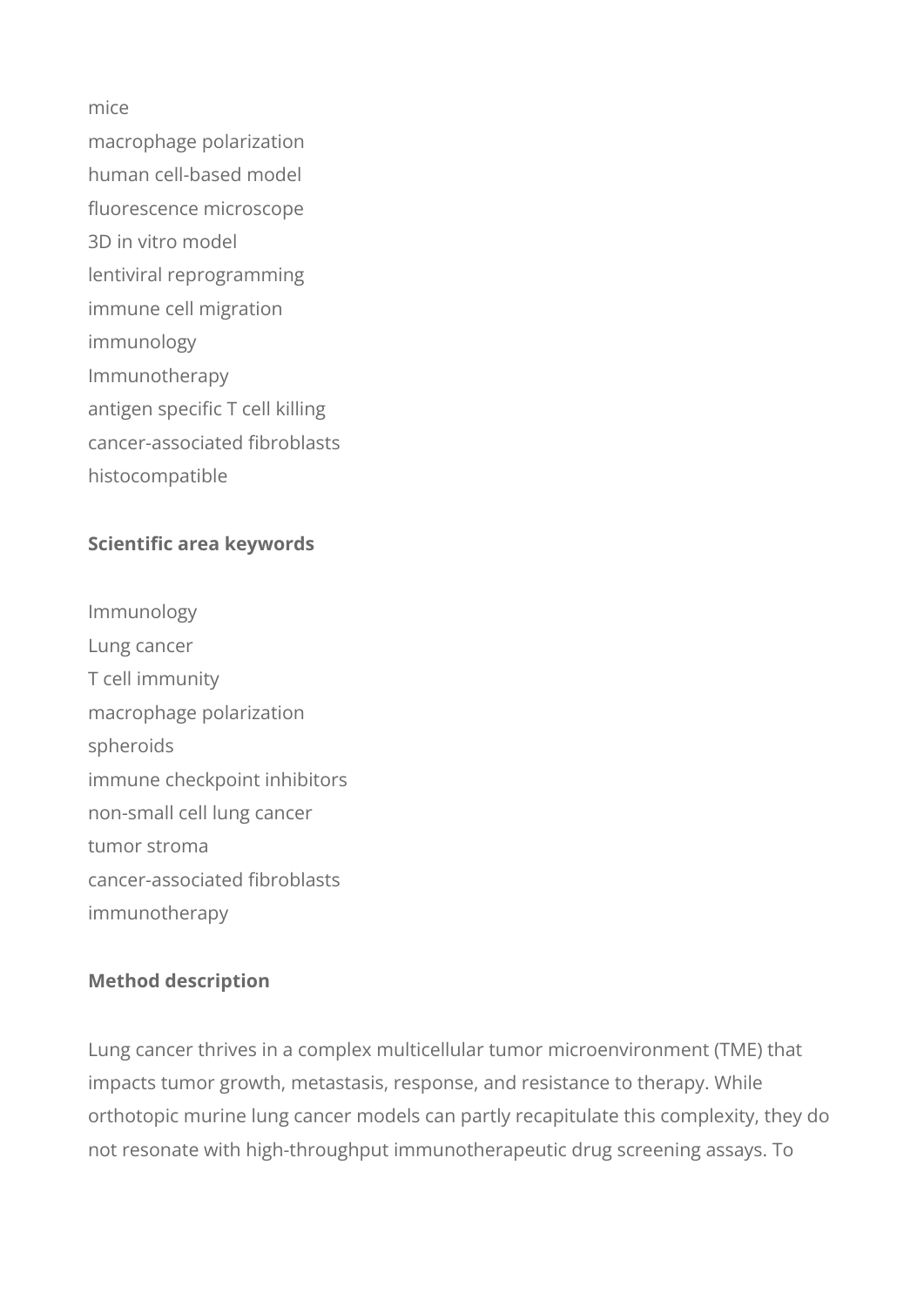mice

macrophage polarization

human cell-based model

fluorescence microscope

3D in vitro model

lentiviral reprogramming

immune cell migration

immunology

Immunotherapy

antigen specific T cell killing

cancer-associated fibroblasts

histocompatible

**Scientific area keywords**

Immunology

Lung cancer

T cell immunity

macrophage polarization

spheroids

immune checkpoint inhibitors

non-small cell lung cancer

tumor stroma

cancer-associated fibroblasts

immunotherapy

**Method description**

Lung cancer thrives in a complex multicellular tumor microenvironment (TME) that impacts tumor growth, metastasis, response, and resistance to therapy. While orthotopic murine lung cancer models can partly recapitulate this complexity, they do not resonate with high-throughput immunotherapeutic drug screening assays. To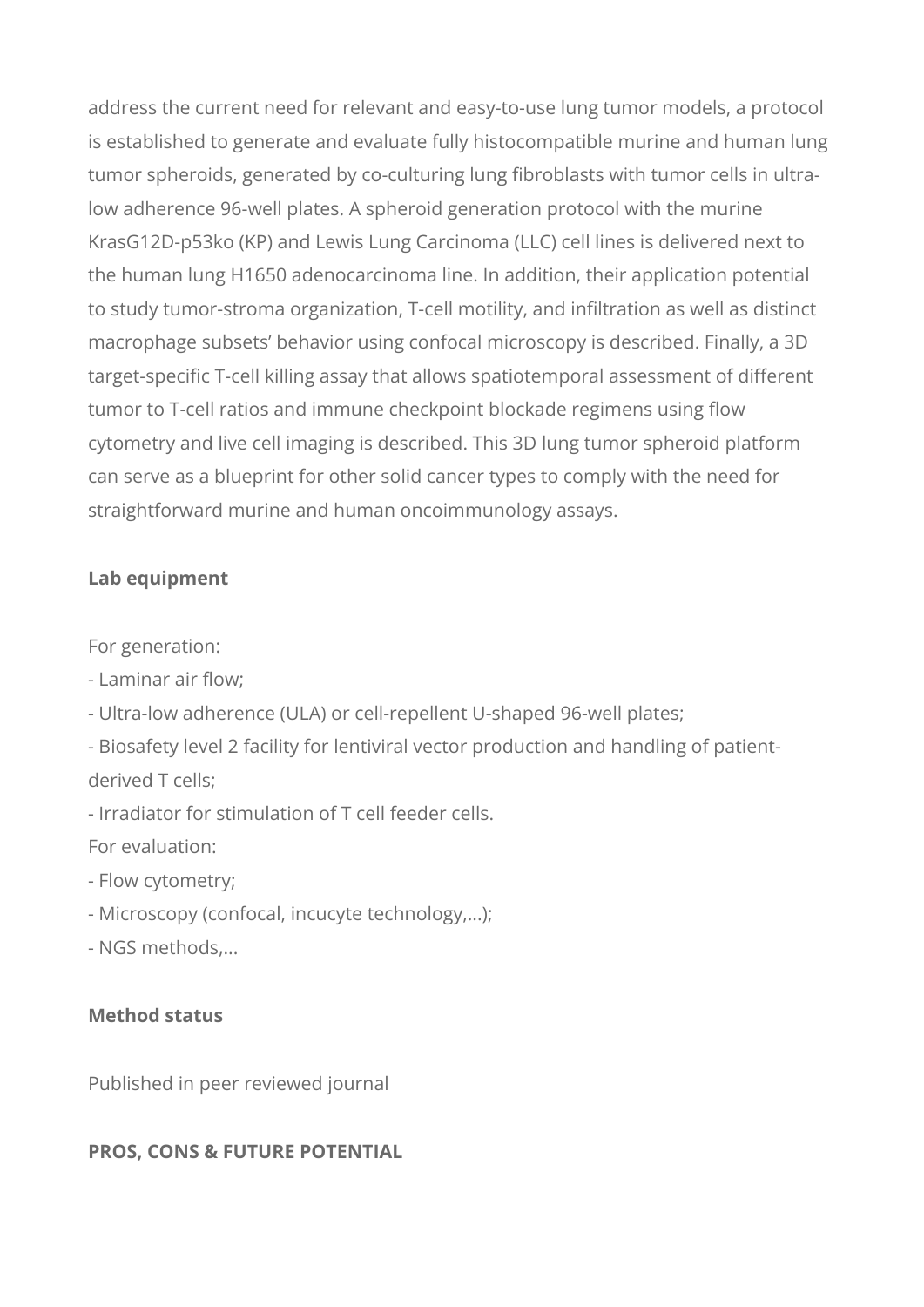address the current need for relevant and easy-to-use lung tumor models, a protocol is established to generate and evaluate fully histocompatible murine and human lung tumor spheroids, generated by co-culturing lung fibroblasts with tumor cells in ultra-low adherence 96-well plates. A spheroid generation protocol with the murine KrasG12D-p53ko (KP) and Lewis Lung Carcinoma (LLC) cell lines is delivered next to the human lung H1650 adenocarcinoma line. In addition, their application potential to study tumor-stroma organization, T-cell motility, and infiltration as well as distinct macrophage subsets' behavior using confocal microscopy is described. Finally, a 3D target-specific T-cell killing assay that allows spatiotemporal assessment of different tumor to T-cell ratios and immune checkpoint blockade regimens using flow cytometry and live cell imaging is described. This 3D lung tumor spheroid platform can serve as a blueprint for other solid cancer types to comply with the need for straightforward murine and human oncoimmunology assays.

**Lab equipment**

For generation:

- Laminar air flow;
- Ultra-low adherence (ULA) or cell-repellent U-shaped 96-well plates;
- Biosafety level 2 facility for lentiviral vector production and handling of patient-derived T cells;
- Irradiator for stimulation of T cell feeder cells.

For evaluation:

- Flow cytometry;
- Microscopy (confocal, incucyte technology,...);
- NGS methods,...

**Method status**

Published in peer reviewed journal

**PROS, CONS & FUTURE POTENTIAL**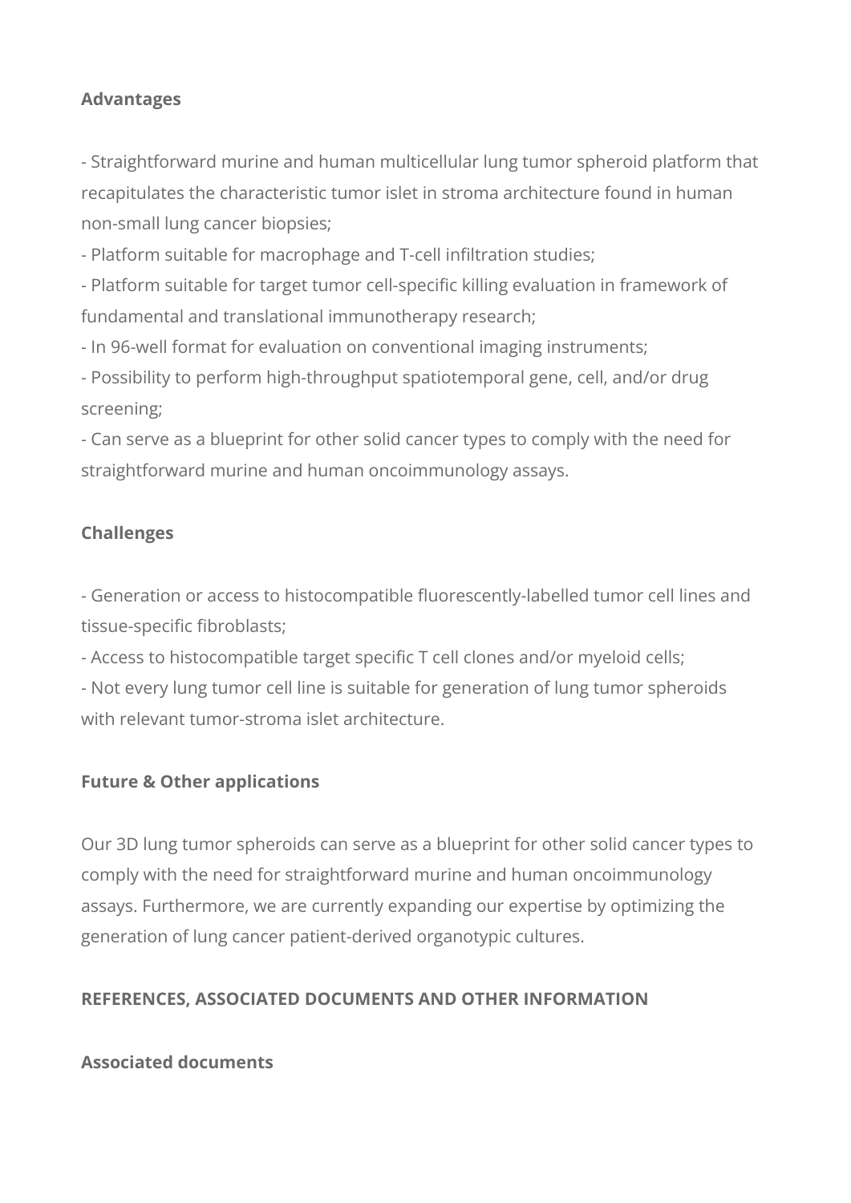**Advantages**

- Straightforward murine and human multicellular lung tumor spheroid platform that recapitulates the characteristic tumor islet in stroma architecture found in human non-small lung cancer biopsies;
- Platform suitable for macrophage and T-cell infiltration studies;
- Platform suitable for target tumor cell-specific killing evaluation in framework of fundamental and translational immunotherapy research;
- In 96-well format for evaluation on conventional imaging instruments;
- Possibility to perform high-throughput spatiotemporal gene, cell, and/or drug screening;
- Can serve as a blueprint for other solid cancer types to comply with the need for straightforward murine and human oncoimmunology assays.

**Challenges**

- Generation or access to histocompatible fluorescently-labelled tumor cell lines and tissue-specific fibroblasts;
- Access to histocompatible target specific T cell clones and/or myeloid cells;
- Not every lung tumor cell line is suitable for generation of lung tumor spheroids with relevant tumor-stroma islet architecture.

**Future & Other applications**

Our 3D lung tumor spheroids can serve as a blueprint for other solid cancer types to comply with the need for straightforward murine and human oncoimmunology assays. Furthermore, we are currently expanding our expertise by optimizing the generation of lung cancer patient-derived organotypic cultures.

**REFERENCES, ASSOCIATED DOCUMENTS AND OTHER INFORMATION**

**Associated documents**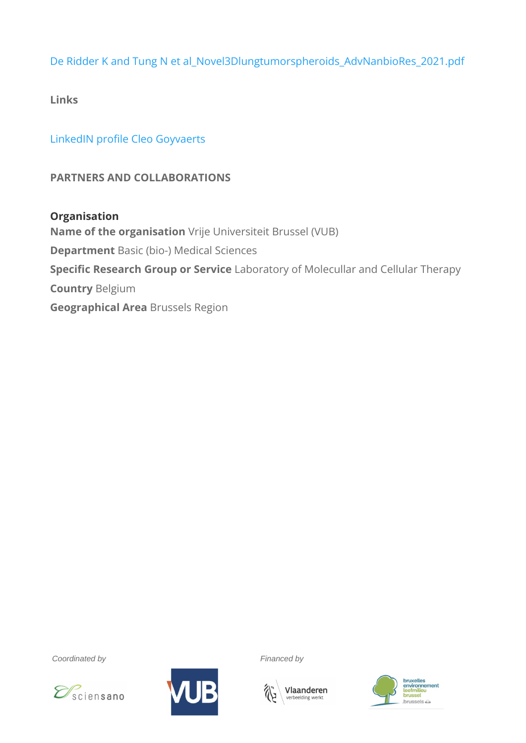De Ridder K and Tung N et al_Novel3Dlungtumorspheroids_AdvNanbioRes_2021.pdf

**Links**

LinkedIN profile Cleo Goyvaerts

**PARTNERS AND COLLABORATIONS**

**Organisation**

**Name of the organisation** Vrije Universiteit Brussel (VUB)

**Department** Basic (bio-) Medical Sciences

**Specific Research Group or Service** Laboratory of Molecullar and Cellular Therapy

**Country** Belgium

**Geographical Area** Brussels Region

*Coordinated by*

*Financed by*